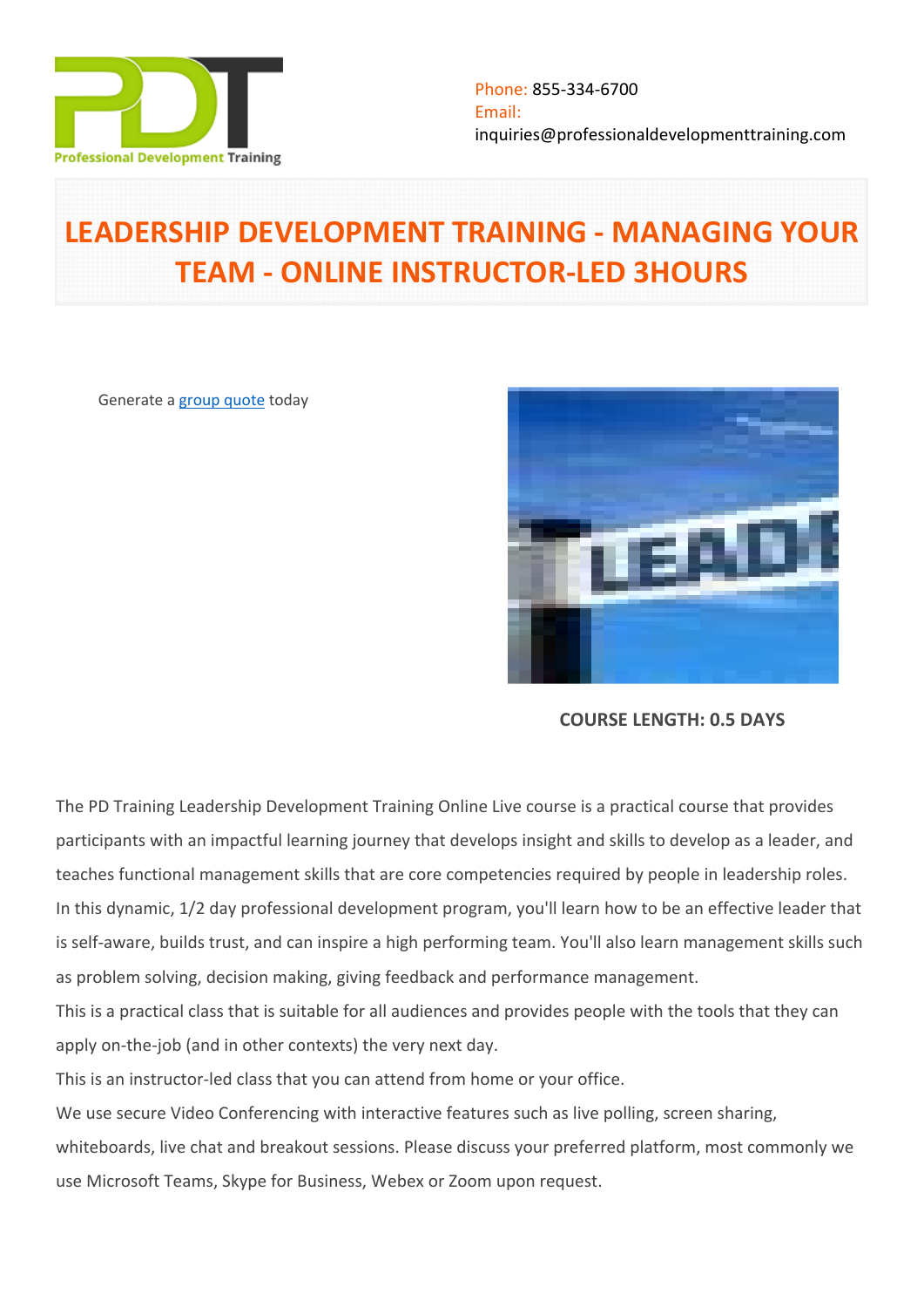Phone: 855-334-6700
Email:
inquiries@professionaldevelopmenttraining.com

# LEADERSHIP DEVELOPMENT TRAINING - MANAGING YOUR TEAM - ONLINE INSTRUCTOR-LED 3HOURS

Generate a group quote today

**COURSE LENGTH: 0.5 DAYS**

The PD Training Leadership Development Training Online Live course is a practical course that provides participants with an impactful learning journey that develops insight and skills to develop as a leader, and teaches functional management skills that are core competencies required by people in leadership roles. In this dynamic, 1/2 day professional development program, you'll learn how to be an effective leader that is self-aware, builds trust, and can inspire a high performing team. You'll also learn management skills such as problem solving, decision making, giving feedback and performance management.

This is a practical class that is suitable for all audiences and provides people with the tools that they can apply on-the-job (and in other contexts) the very next day.

This is an instructor-led class that you can attend from home or your office.

We use secure Video Conferencing with interactive features such as live polling, screen sharing, whiteboards, live chat and breakout sessions. Please discuss your preferred platform, most commonly we use Microsoft Teams, Skype for Business, Webex or Zoom upon request.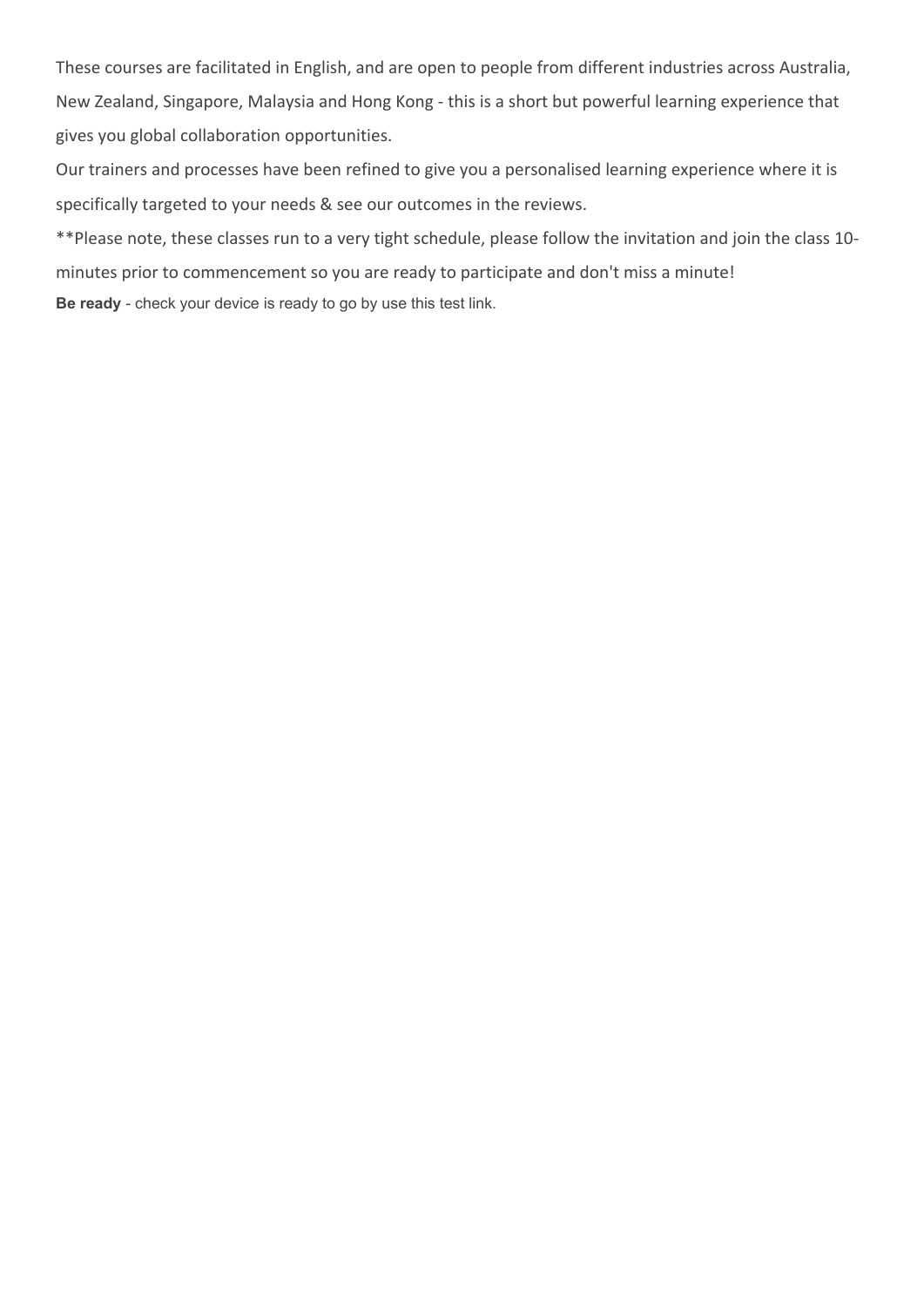These courses are facilitated in English, and are open to people from different industries across Australia, New Zealand, Singapore, Malaysia and Hong Kong - this is a short but powerful learning experience that gives you global collaboration opportunities.

Our trainers and processes have been refined to give you a personalised learning experience where it is specifically targeted to your needs & see our outcomes in the reviews.

**Please note, these classes run to a very tight schedule, please follow the invitation and join the class 10-minutes prior to commencement so you are ready to participate and don't miss a minute!

**Be ready** - check your device is ready to go by use this test link.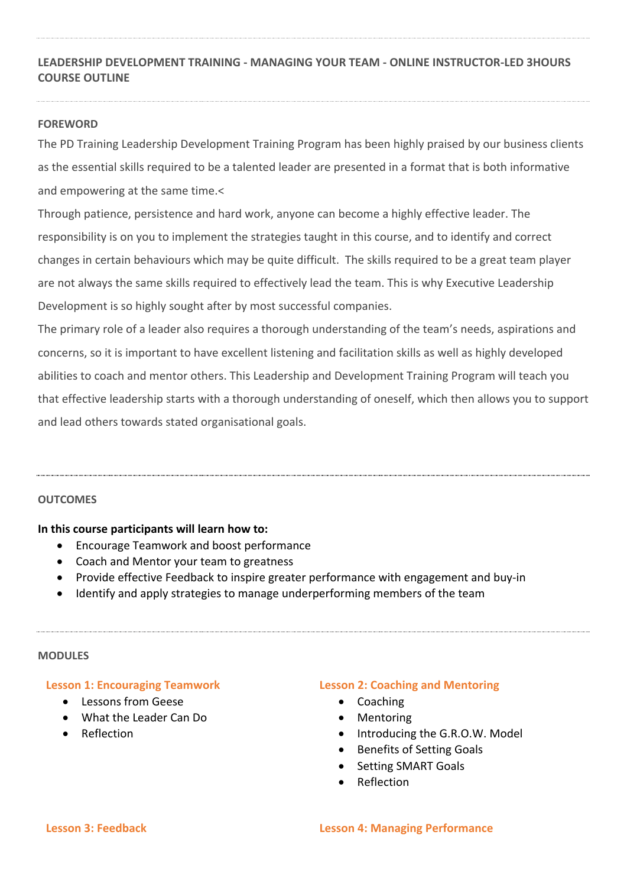## LEADERSHIP DEVELOPMENT TRAINING - MANAGING YOUR TEAM - ONLINE INSTRUCTOR-LED 3HOURS COURSE OUTLINE

### FOREWORD

The PD Training Leadership Development Training Program has been highly praised by our business clients as the essential skills required to be a talented leader are presented in a format that is both informative and empowering at the same time.<

Through patience, persistence and hard work, anyone can become a highly effective leader. The responsibility is on you to implement the strategies taught in this course, and to identify and correct changes in certain behaviours which may be quite difficult. The skills required to be a great team player are not always the same skills required to effectively lead the team. This is why Executive Leadership Development is so highly sought after by most successful companies.

The primary role of a leader also requires a thorough understanding of the team's needs, aspirations and concerns, so it is important to have excellent listening and facilitation skills as well as highly developed abilities to coach and mentor others. This Leadership and Development Training Program will teach you that effective leadership starts with a thorough understanding of oneself, which then allows you to support and lead others towards stated organisational goals.

### OUTCOMES

**In this course participants will learn how to:**

- Encourage Teamwork and boost performance
- Coach and Mentor your team to greatness
- Provide effective Feedback to inspire greater performance with engagement and buy-in
- Identify and apply strategies to manage underperforming members of the team

### MODULES

#### Lesson 1: Encouraging Teamwork

- Lessons from Geese
- What the Leader Can Do
- Reflection

#### Lesson 2: Coaching and Mentoring

- Coaching
- Mentoring
- Introducing the G.R.O.W. Model
- Benefits of Setting Goals
- Setting SMART Goals
- Reflection

#### Lesson 3: Feedback

#### Lesson 4: Managing Performance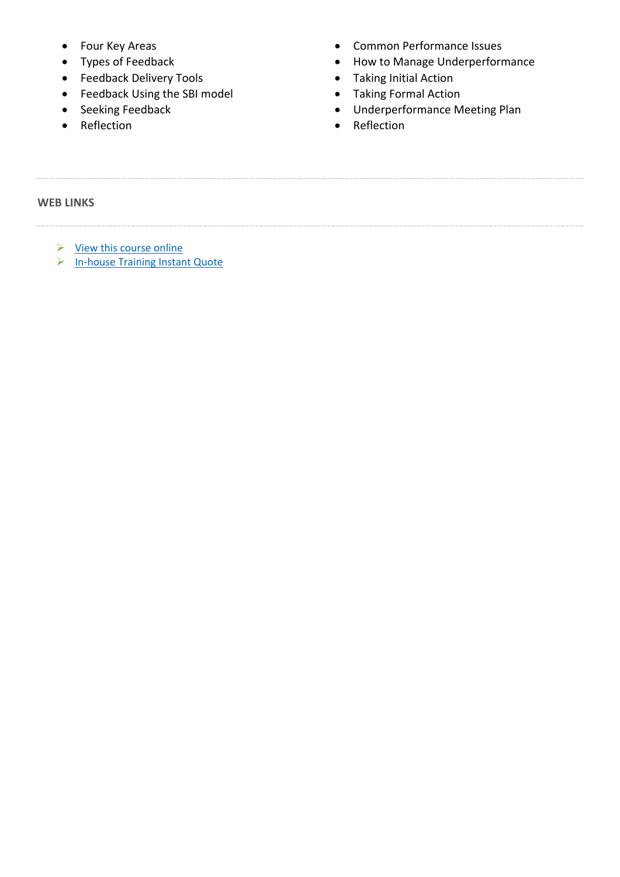- Four Key Areas
- Types of Feedback
- Feedback Delivery Tools
- Feedback Using the SBI model
- Seeking Feedback
- Reflection
- Common Performance Issues
- How to Manage Underperformance
- Taking Initial Action
- Taking Formal Action
- Underperformance Meeting Plan
- Reflection

**WEB LINKS**

- View this course online
- In-house Training Instant Quote